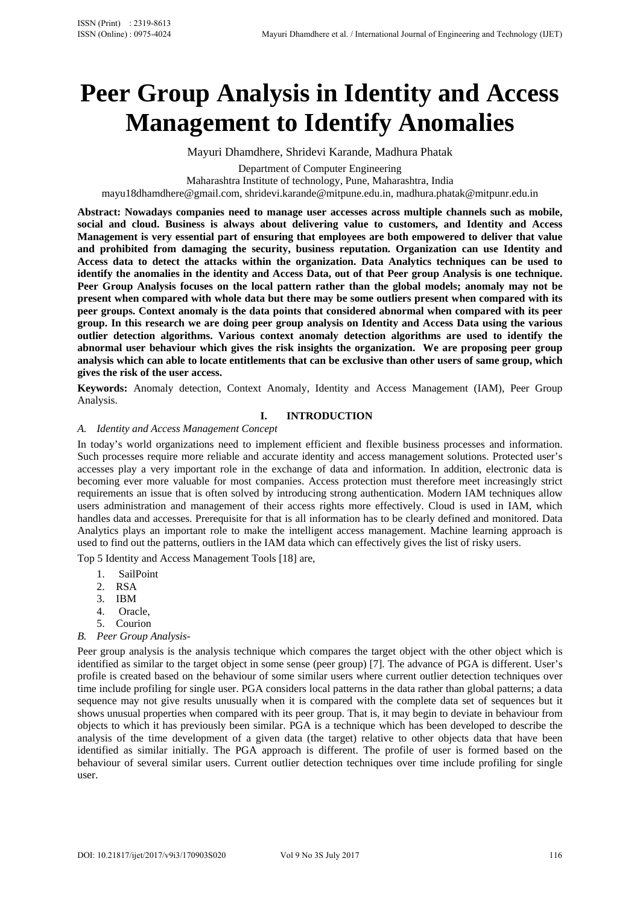# Peer Group Analysis in Identity and Access Management to Identify Anomalies

Mayuri Dhamdhere, Shridevi Karande, Madhura Phatak

Department of Computer Engineering
Maharashtra Institute of technology, Pune, Maharashtra, India
mayu18dhamdhere@gmail.com, shridevi.karande@mitpune.edu.in, madhura.phatak@mitpunr.edu.in

**Abstract: Nowadays companies need to manage user accesses across multiple channels such as mobile, social and cloud. Business is always about delivering value to customers, and Identity and Access Management is very essential part of ensuring that employees are both empowered to deliver that value and prohibited from damaging the security, business reputation. Organization can use Identity and Access data to detect the attacks within the organization. Data Analytics techniques can be used to identify the anomalies in the identity and Access Data, out of that Peer group Analysis is one technique. Peer Group Analysis focuses on the local pattern rather than the global models; anomaly may not be present when compared with whole data but there may be some outliers present when compared with its peer groups. Context anomaly is the data points that considered abnormal when compared with its peer group. In this research we are doing peer group analysis on Identity and Access Data using the various outlier detection algorithms. Various context anomaly detection algorithms are used to identify the abnormal user behaviour which gives the risk insights the organization. We are proposing peer group analysis which can able to locate entitlements that can be exclusive than other users of same group, which gives the risk of the user access.**

**Keywords:** Anomaly detection, Context Anomaly, Identity and Access Management (IAM), Peer Group Analysis.

## I. INTRODUCTION

### *A. Identity and Access Management Concept*

In today's world organizations need to implement efficient and flexible business processes and information. Such processes require more reliable and accurate identity and access management solutions. Protected user's accesses play a very important role in the exchange of data and information. In addition, electronic data is becoming ever more valuable for most companies. Access protection must therefore meet increasingly strict requirements an issue that is often solved by introducing strong authentication. Modern IAM techniques allow users administration and management of their access rights more effectively. Cloud is used in IAM, which handles data and accesses. Prerequisite for that is all information has to be clearly defined and monitored. Data Analytics plays an important role to make the intelligent access management. Machine learning approach is used to find out the patterns, outliers in the IAM data which can effectively gives the list of risky users.

Top 5 Identity and Access Management Tools [18] are,

1. SailPoint
2. RSA
3. IBM
4. Oracle,
5. Courion

### *B. Peer Group Analysis-*

Peer group analysis is the analysis technique which compares the target object with the other object which is identified as similar to the target object in some sense (peer group) [7]. The advance of PGA is different. User's profile is created based on the behaviour of some similar users where current outlier detection techniques over time include profiling for single user. PGA considers local patterns in the data rather than global patterns; a data sequence may not give results unusually when it is compared with the complete data set of sequences but it shows unusual properties when compared with its peer group. That is, it may begin to deviate in behaviour from objects to which it has previously been similar. PGA is a technique which has been developed to describe the analysis of the time development of a given data (the target) relative to other objects data that have been identified as similar initially. The PGA approach is different. The profile of user is formed based on the behaviour of several similar users. Current outlier detection techniques over time include profiling for single user.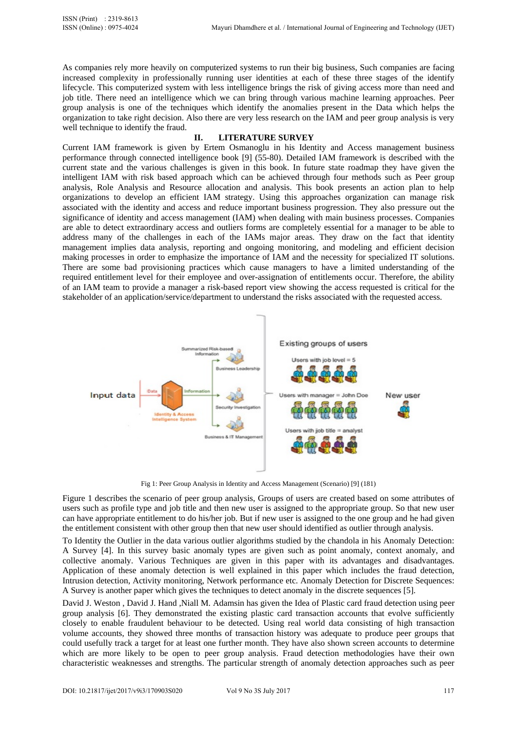As companies rely more heavily on computerized systems to run their big business, Such companies are facing increased complexity in professionally running user identities at each of these three stages of the identify lifecycle. This computerized system with less intelligence brings the risk of giving access more than need and job title. There need an intelligence which we can bring through various machine learning approaches. Peer group analysis is one of the techniques which identify the anomalies present in the Data which helps the organization to take right decision. Also there are very less research on the IAM and peer group analysis is very well technique to identify the fraud.

## II. LITERATURE SURVEY

Current IAM framework is given by Ertem Osmanoglu in his Identity and Access management business performance through connected intelligence book [9] (55-80). Detailed IAM framework is described with the current state and the various challenges is given in this book. In future state roadmap they have given the intelligent IAM with risk based approach which can be achieved through four methods such as Peer group analysis, Role Analysis and Resource allocation and analysis. This book presents an action plan to help organizations to develop an efficient IAM strategy. Using this approaches organization can manage risk associated with the identity and access and reduce important business progression. They also pressure out the significance of identity and access management (IAM) when dealing with main business processes. Companies are able to detect extraordinary access and outliers forms are completely essential for a manager to be able to address many of the challenges in each of the IAMs major areas. They draw on the fact that identity management implies data analysis, reporting and ongoing monitoring, and modeling and efficient decision making processes in order to emphasize the importance of IAM and the necessity for specialized IT solutions. There are some bad provisioning practices which cause managers to have a limited understanding of the required entitlement level for their employee and over-assignation of entitlements occur. Therefore, the ability of an IAM team to provide a manager a risk-based report view showing the access requested is critical for the stakeholder of an application/service/department to understand the risks associated with the requested access.

Input data
Data
Information
Identity & Access Intelligence System
Summarized Risk-based Information
Business Leadership
Security Investigation
Business & IT Management
Existing groups of users
Users with job level = 5
Users with manager = John Doe
Users with job title = analyst
New user

Fig 1: Peer Group Analysis in Identity and Access Management (Scenario) [9] (181)

Figure 1 describes the scenario of peer group analysis, Groups of users are created based on some attributes of users such as profile type and job title and then new user is assigned to the appropriate group. So that new user can have appropriate entitlement to do his/her job. But if new user is assigned to the one group and he had given the entitlement consistent with other group then that new user should identified as outlier through analysis.

To Identity the Outlier in the data various outlier algorithms studied by the chandola in his Anomaly Detection: A Survey [4]. In this survey basic anomaly types are given such as point anomaly, context anomaly, and collective anomaly. Various Techniques are given in this paper with its advantages and disadvantages. Application of these anomaly detection is well explained in this paper which includes the fraud detection, Intrusion detection, Activity monitoring, Network performance etc. Anomaly Detection for Discrete Sequences: A Survey is another paper which gives the techniques to detect anomaly in the discrete sequences [5].

David J. Weston , David J. Hand ,Niall M. Adamsin has given the Idea of Plastic card fraud detection using peer group analysis [6]. They demonstrated the existing plastic card transaction accounts that evolve sufficiently closely to enable fraudulent behaviour to be detected. Using real world data consisting of high transaction volume accounts, they showed three months of transaction history was adequate to produce peer groups that could usefully track a target for at least one further month. They have also shown screen accounts to determine which are more likely to be open to peer group analysis. Fraud detection methodologies have their own characteristic weaknesses and strengths. The particular strength of anomaly detection approaches such as peer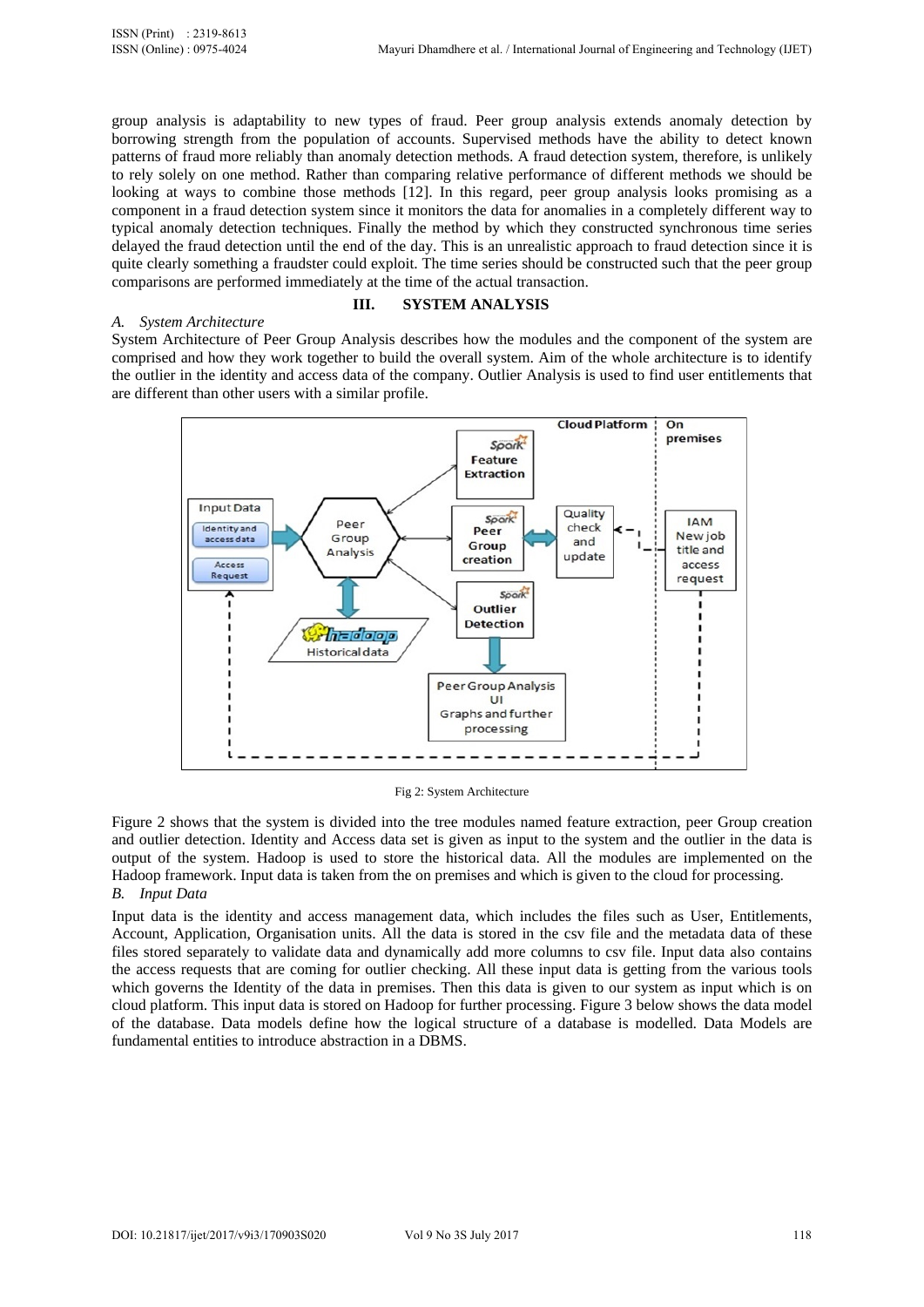group analysis is adaptability to new types of fraud. Peer group analysis extends anomaly detection by borrowing strength from the population of accounts. Supervised methods have the ability to detect known patterns of fraud more reliably than anomaly detection methods. A fraud detection system, therefore, is unlikely to rely solely on one method. Rather than comparing relative performance of different methods we should be looking at ways to combine those methods [12]. In this regard, peer group analysis looks promising as a component in a fraud detection system since it monitors the data for anomalies in a completely different way to typical anomaly detection techniques. Finally the method by which they constructed synchronous time series delayed the fraud detection until the end of the day. This is an unrealistic approach to fraud detection since it is quite clearly something a fraudster could exploit. The time series should be constructed such that the peer group comparisons are performed immediately at the time of the actual transaction.

## III. SYSTEM ANALYSIS

### *A. System Architecture*

System Architecture of Peer Group Analysis describes how the modules and the component of the system are comprised and how they work together to build the overall system. Aim of the whole architecture is to identify the outlier in the identity and access data of the company. Outlier Analysis is used to find user entitlements that are different than other users with a similar profile.

Cloud Platform
On premises
Spark Feature Extraction
Input Data
Identity and access data
Access Request
Peer Group Analysis
Spark Peer Group creation
Quality check and update
IAM New job title and access request
Spark Outlier Detection
hadoop Historical data
Peer Group Analysis UI Graphs and further processing

Fig 2: System Architecture

Figure 2 shows that the system is divided into the tree modules named feature extraction, peer Group creation and outlier detection. Identity and Access data set is given as input to the system and the outlier in the data is output of the system. Hadoop is used to store the historical data. All the modules are implemented on the Hadoop framework. Input data is taken from the on premises and which is given to the cloud for processing.

### *B. Input Data*

Input data is the identity and access management data, which includes the files such as User, Entitlements, Account, Application, Organisation units. All the data is stored in the csv file and the metadata data of these files stored separately to validate data and dynamically add more columns to csv file. Input data also contains the access requests that are coming for outlier checking. All these input data is getting from the various tools which governs the Identity of the data in premises. Then this data is given to our system as input which is on cloud platform. This input data is stored on Hadoop for further processing. Figure 3 below shows the data model of the database. Data models define how the logical structure of a database is modelled. Data Models are fundamental entities to introduce abstraction in a DBMS.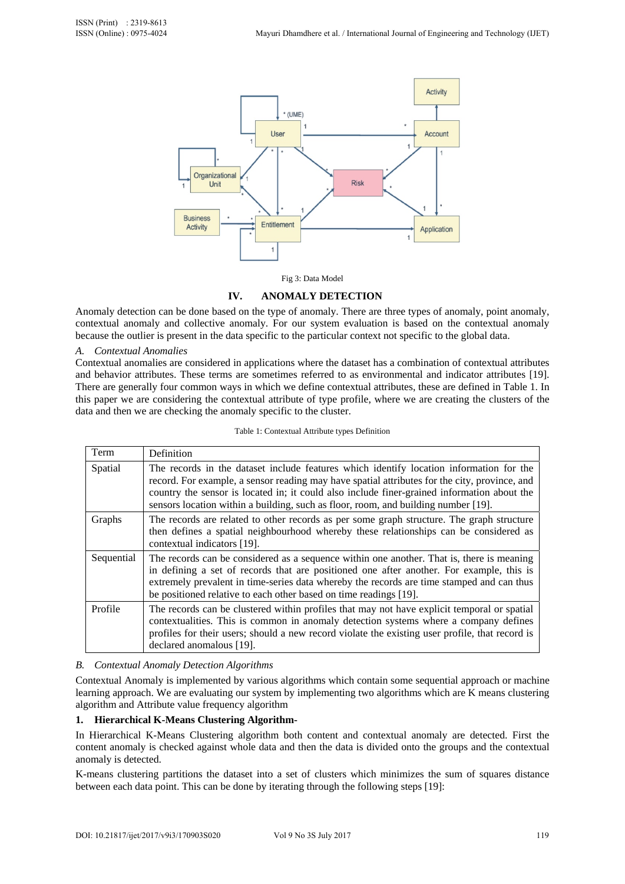Fig 3: Data Model

## IV. ANOMALY DETECTION

Anomaly detection can be done based on the type of anomaly. There are three types of anomaly, point anomaly, contextual anomaly and collective anomaly. For our system evaluation is based on the contextual anomaly because the outlier is present in the data specific to the particular context not specific to the global data.

### *A. Contextual Anomalies*

Contextual anomalies are considered in applications where the dataset has a combination of contextual attributes and behavior attributes. These terms are sometimes referred to as environmental and indicator attributes [19]. There are generally four common ways in which we define contextual attributes, these are defined in Table 1. In this paper we are considering the contextual attribute of type profile, where we are creating the clusters of the data and then we are checking the anomaly specific to the cluster.

Table 1: Contextual Attribute types Definition

| Term | Definition |
|---|---|
| Spatial | The records in the dataset include features which identify location information for the record. For example, a sensor reading may have spatial attributes for the city, province, and country the sensor is located in; it could also include finer-grained information about the sensors location within a building, such as floor, room, and building number [19]. |
| Graphs | The records are related to other records as per some graph structure. The graph structure then defines a spatial neighbourhood whereby these relationships can be considered as contextual indicators [19]. |
| Sequential | The records can be considered as a sequence within one another. That is, there is meaning in defining a set of records that are positioned one after another. For example, this is extremely prevalent in time-series data whereby the records are time stamped and can thus be positioned relative to each other based on time readings [19]. |
| Profile | The records can be clustered within profiles that may not have explicit temporal or spatial contextualities. This is common in anomaly detection systems where a company defines profiles for their users; should a new record violate the existing user profile, that record is declared anomalous [19]. |

### *B. Contextual Anomaly Detection Algorithms*

Contextual Anomaly is implemented by various algorithms which contain some sequential approach or machine learning approach. We are evaluating our system by implementing two algorithms which are K means clustering algorithm and Attribute value frequency algorithm

**1. Hierarchical K-Means Clustering Algorithm-**

In Hierarchical K-Means Clustering algorithm both content and contextual anomaly are detected. First the content anomaly is checked against whole data and then the data is divided onto the groups and the contextual anomaly is detected.

K-means clustering partitions the dataset into a set of clusters which minimizes the sum of squares distance between each data point. This can be done by iterating through the following steps [19]: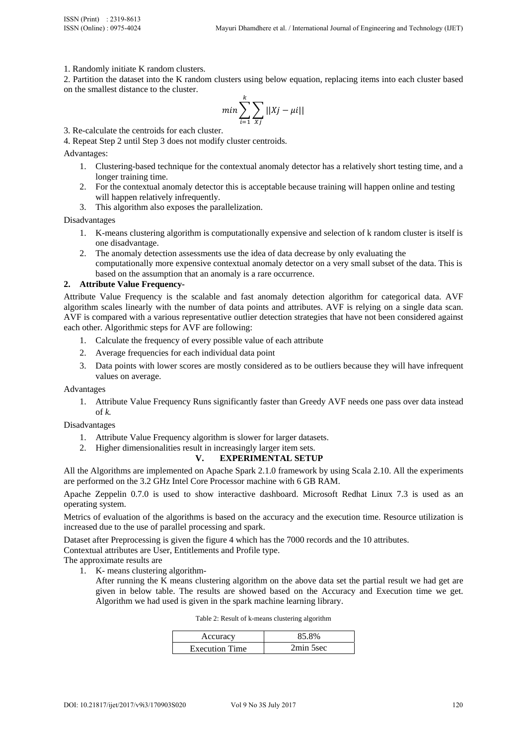1. Randomly initiate K random clusters.
2. Partition the dataset into the K random clusters using below equation, replacing items into each cluster based on the smallest distance to the cluster.

$$min \sum_{i=1}^{k} \sum_{Xj} ||Xj - \mu i||$$

3. Re-calculate the centroids for each cluster.
4. Repeat Step 2 until Step 3 does not modify cluster centroids.

Advantages:

1. Clustering-based technique for the contextual anomaly detector has a relatively short testing time, and a longer training time.
2. For the contextual anomaly detector this is acceptable because training will happen online and testing will happen relatively infrequently.
3. This algorithm also exposes the parallelization.

Disadvantages

1. K-means clustering algorithm is computationally expensive and selection of k random cluster is itself is one disadvantage.
2. The anomaly detection assessments use the idea of data decrease by only evaluating the computationally more expensive contextual anomaly detector on a very small subset of the data. This is based on the assumption that an anomaly is a rare occurrence.

## 2. Attribute Value Frequency-

Attribute Value Frequency is the scalable and fast anomaly detection algorithm for categorical data. AVF algorithm scales linearly with the number of data points and attributes. AVF is relying on a single data scan. AVF is compared with a various representative outlier detection strategies that have not been considered against each other. Algorithmic steps for AVF are following:

1. Calculate the frequency of every possible value of each attribute
2. Average frequencies for each individual data point
3. Data points with lower scores are mostly considered as to be outliers because they will have infrequent values on average.

Advantages

1. Attribute Value Frequency Runs significantly faster than Greedy AVF needs one pass over data instead of *k.*

Disadvantages

1. Attribute Value Frequency algorithm is slower for larger datasets.
2. Higher dimensionalities result in increasingly larger item sets.

## V. EXPERIMENTAL SETUP

All the Algorithms are implemented on Apache Spark 2.1.0 framework by using Scala 2.10. All the experiments are performed on the 3.2 GHz Intel Core Processor machine with 6 GB RAM.

Apache Zeppelin 0.7.0 is used to show interactive dashboard. Microsoft Redhat Linux 7.3 is used as an operating system.

Metrics of evaluation of the algorithms is based on the accuracy and the execution time. Resource utilization is increased due to the use of parallel processing and spark.

Dataset after Preprocessing is given the figure 4 which has the 7000 records and the 10 attributes.

Contextual attributes are User, Entitlements and Profile type.

The approximate results are

1. K- means clustering algorithm-

   After running the K means clustering algorithm on the above data set the partial result we had get are given in below table. The results are showed based on the Accuracy and Execution time we get. Algorithm we had used is given in the spark machine learning library.

Table 2: Result of k-means clustering algorithm

| | |
|---|---|
| Accuracy | 85.8% |
| Execution Time | 2min 5sec |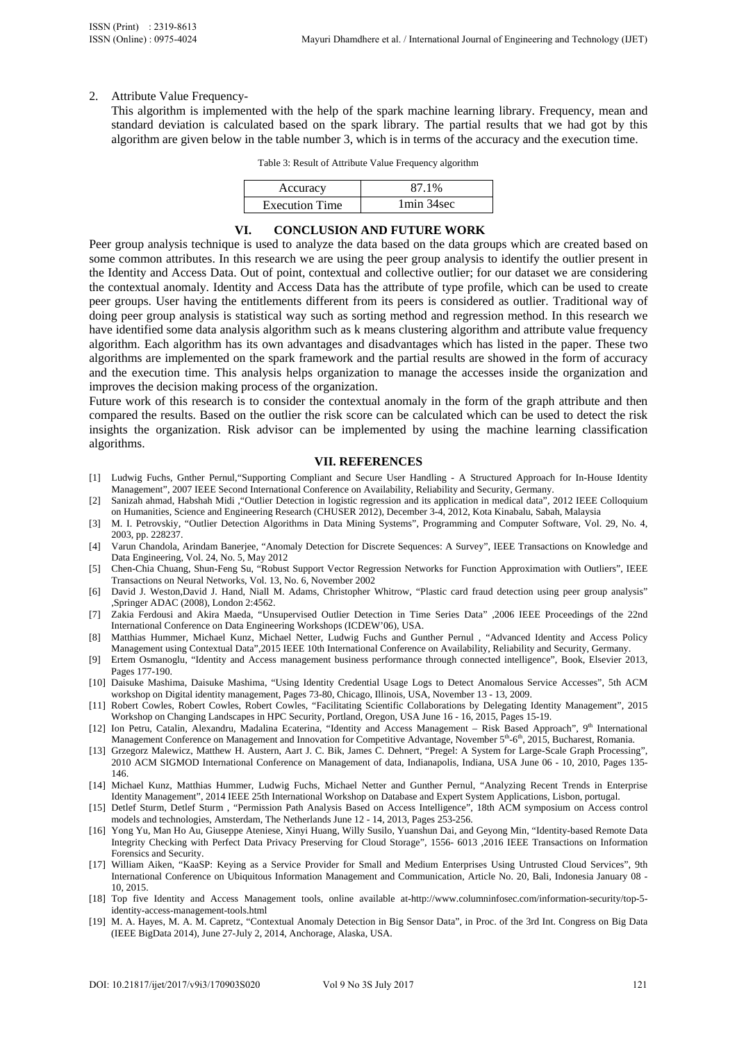2. Attribute Value Frequency-

   This algorithm is implemented with the help of the spark machine learning library. Frequency, mean and standard deviation is calculated based on the spark library. The partial results that we had got by this algorithm are given below in the table number 3, which is in terms of the accuracy and the execution time.

Table 3: Result of Attribute Value Frequency algorithm

| | |
|---|---|
| Accuracy | 87.1% |
| Execution Time | 1min 34sec |

## VI. CONCLUSION AND FUTURE WORK

Peer group analysis technique is used to analyze the data based on the data groups which are created based on some common attributes. In this research we are using the peer group analysis to identify the outlier present in the Identity and Access Data. Out of point, contextual and collective outlier; for our dataset we are considering the contextual anomaly. Identity and Access Data has the attribute of type profile, which can be used to create peer groups. User having the entitlements different from its peers is considered as outlier. Traditional way of doing peer group analysis is statistical way such as sorting method and regression method. In this research we have identified some data analysis algorithm such as k means clustering algorithm and attribute value frequency algorithm. Each algorithm has its own advantages and disadvantages which has listed in the paper. These two algorithms are implemented on the spark framework and the partial results are showed in the form of accuracy and the execution time. This analysis helps organization to manage the accesses inside the organization and improves the decision making process of the organization.

Future work of this research is to consider the contextual anomaly in the form of the graph attribute and then compared the results. Based on the outlier the risk score can be calculated which can be used to detect the risk insights the organization. Risk advisor can be implemented by using the machine learning classification algorithms.

## VII. REFERENCES

[1] Ludwig Fuchs, Gnther Pernul,"Supporting Compliant and Secure User Handling - A Structured Approach for In-House Identity Management", 2007 IEEE Second International Conference on Availability, Reliability and Security, Germany.

[2] Sanizah ahmad, Habshah Midi ,"Outlier Detection in logistic regression and its application in medical data", 2012 IEEE Colloquium on Humanities, Science and Engineering Research (CHUSER 2012), December 3-4, 2012, Kota Kinabalu, Sabah, Malaysia

[3] M. I. Petrovskiy, "Outlier Detection Algorithms in Data Mining Systems", Programming and Computer Software, Vol. 29, No. 4, 2003, pp. 228237.

[4] Varun Chandola, Arindam Banerjee, "Anomaly Detection for Discrete Sequences: A Survey", IEEE Transactions on Knowledge and Data Engineering, Vol. 24, No. 5, May 2012

[5] Chen-Chia Chuang, Shun-Feng Su, "Robust Support Vector Regression Networks for Function Approximation with Outliers", IEEE Transactions on Neural Networks, Vol. 13, No. 6, November 2002

[6] David J. Weston,David J. Hand, Niall M. Adams, Christopher Whitrow, "Plastic card fraud detection using peer group analysis" ,Springer ADAC (2008), London 2:4562.

[7] Zakia Ferdousi and Akira Maeda, "Unsupervised Outlier Detection in Time Series Data" ,2006 IEEE Proceedings of the 22nd International Conference on Data Engineering Workshops (ICDEW'06), USA.

[8] Matthias Hummer, Michael Kunz, Michael Netter, Ludwig Fuchs and Gunther Pernul , "Advanced Identity and Access Policy Management using Contextual Data",2015 IEEE 10th International Conference on Availability, Reliability and Security, Germany.

[9] Ertem Osmanoglu, "Identity and Access management business performance through connected intelligence", Book, Elsevier 2013, Pages 177-190.

[10] Daisuke Mashima, Daisuke Mashima, "Using Identity Credential Usage Logs to Detect Anomalous Service Accesses", 5th ACM workshop on Digital identity management, Pages 73-80, Chicago, Illinois, USA, November 13 - 13, 2009.

[11] Robert Cowles, Robert Cowles, Robert Cowles, "Facilitating Scientific Collaborations by Delegating Identity Management", 2015 Workshop on Changing Landscapes in HPC Security, Portland, Oregon, USA June 16 - 16, 2015, Pages 15-19.

[12] Ion Petru, Catalin, Alexandru, Madalina Ecaterina, "Identity and Access Management – Risk Based Approach", 9th International Management Conference on Management and Innovation for Competitive Advantage, November 5th-6th, 2015, Bucharest, Romania.

[13] Grzegorz Malewicz, Matthew H. Austern, Aart J. C. Bik, James C. Dehnert, "Pregel: A System for Large-Scale Graph Processing", 2010 ACM SIGMOD International Conference on Management of data, Indianapolis, Indiana, USA June 06 - 10, 2010, Pages 135-146.

[14] Michael Kunz, Matthias Hummer, Ludwig Fuchs, Michael Netter and Gunther Pernul, "Analyzing Recent Trends in Enterprise Identity Management", 2014 IEEE 25th International Workshop on Database and Expert System Applications, Lisbon, portugal.

[15] Detlef Sturm, Detlef Sturm , "Permission Path Analysis Based on Access Intelligence", 18th ACM symposium on Access control models and technologies, Amsterdam, The Netherlands June 12 - 14, 2013, Pages 253-256.

[16] Yong Yu, Man Ho Au, Giuseppe Ateniese, Xinyi Huang, Willy Susilo, Yuanshun Dai, and Geyong Min, "Identity-based Remote Data Integrity Checking with Perfect Data Privacy Preserving for Cloud Storage", 1556- 6013 ,2016 IEEE Transactions on Information Forensics and Security.

[17] William Aiken, "KaaSP: Keying as a Service Provider for Small and Medium Enterprises Using Untrusted Cloud Services", 9th International Conference on Ubiquitous Information Management and Communication, Article No. 20, Bali, Indonesia January 08 - 10, 2015.

[18] Top five Identity and Access Management tools, online available at-http://www.columninfosec.com/information-security/top-5-identity-access-management-tools.html

[19] M. A. Hayes, M. A. M. Capretz, "Contextual Anomaly Detection in Big Sensor Data", in Proc. of the 3rd Int. Congress on Big Data (IEEE BigData 2014), June 27-July 2, 2014, Anchorage, Alaska, USA.